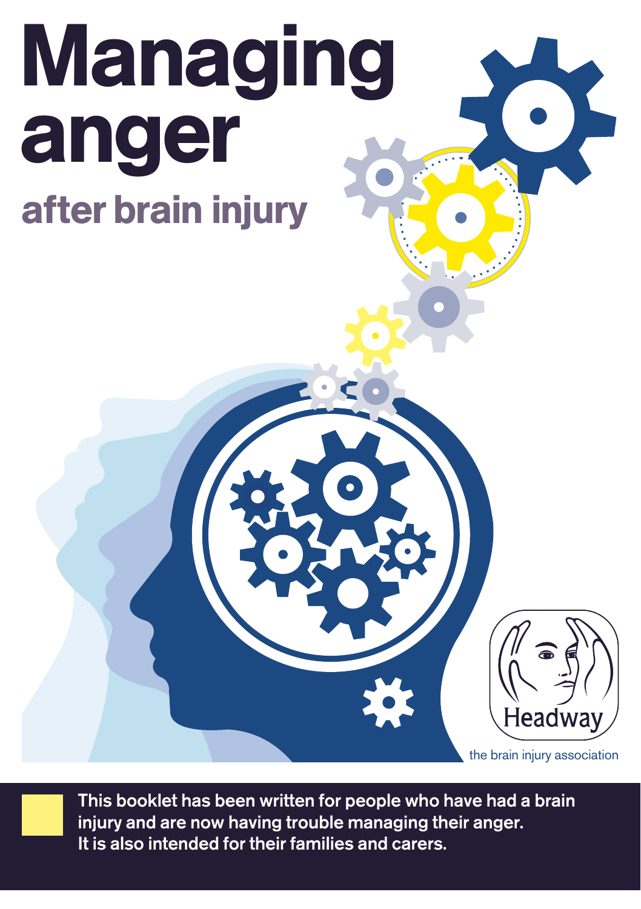# Managing anger

## after brain injury

Headway

the brain injury association

This booklet has been written for people who have had a brain injury and are now having trouble managing their anger. It is also intended for their families and carers.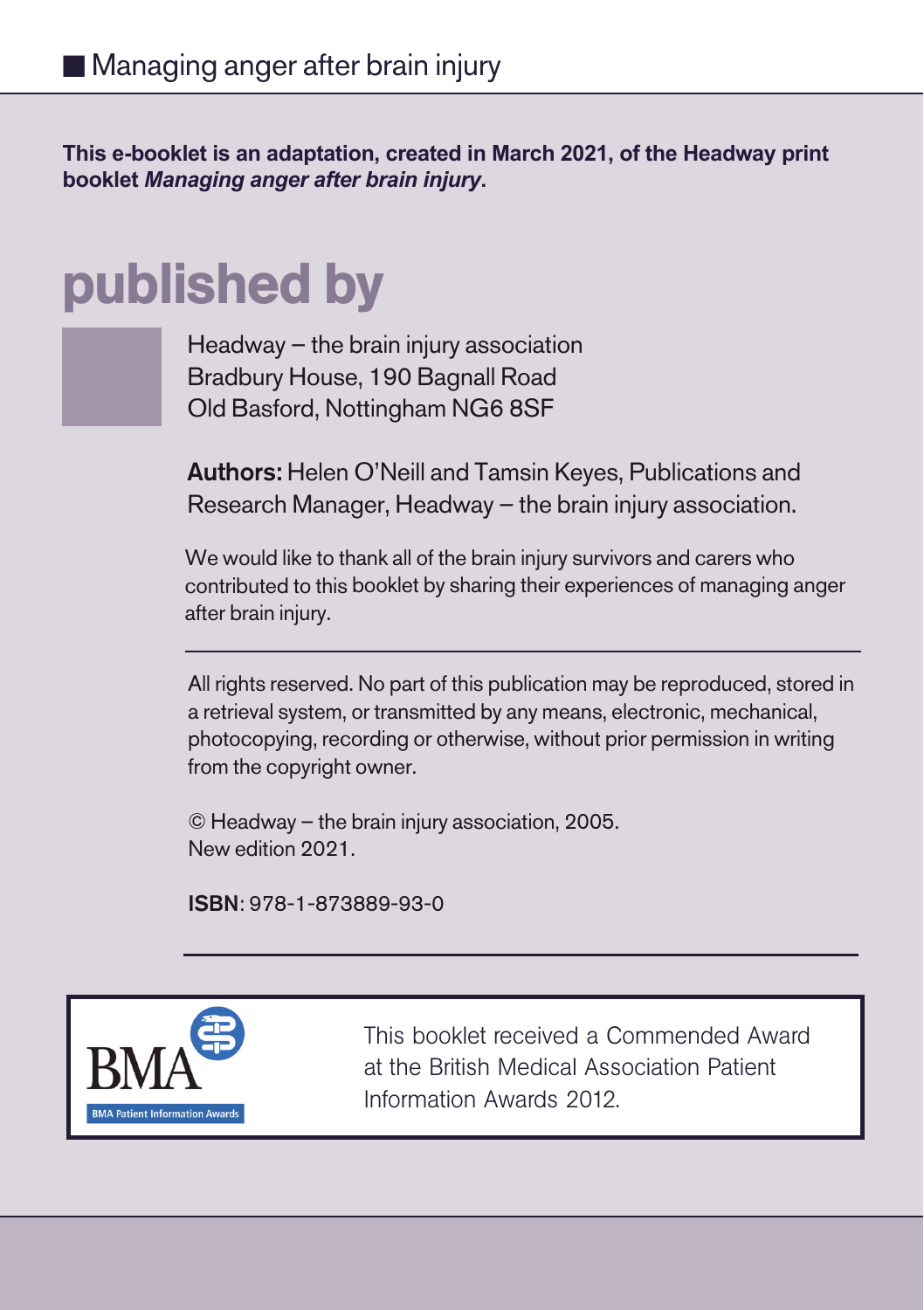**This e-booklet is an adaptation, created in March 2021, of the Headway print booklet *Managing anger after brain injury*.**

# published by

Headway – the brain injury association
Bradbury House, 190 Bagnall Road
Old Basford, Nottingham NG6 8SF

**Authors:** Helen O'Neill and Tamsin Keyes, Publications and Research Manager, Headway – the brain injury association.

We would like to thank all of the brain injury survivors and carers who contributed to this booklet by sharing their experiences of managing anger after brain injury.

---

All rights reserved. No part of this publication may be reproduced, stored in a retrieval system, or transmitted by any means, electronic, mechanical, photocopying, recording or otherwise, without prior permission in writing from the copyright owner.

© Headway – the brain injury association, 2005.
New edition 2021.

**ISBN**: 978-1-873889-93-0

---

BMA Patient Information Awards

This booklet received a Commended Award at the British Medical Association Patient Information Awards 2012.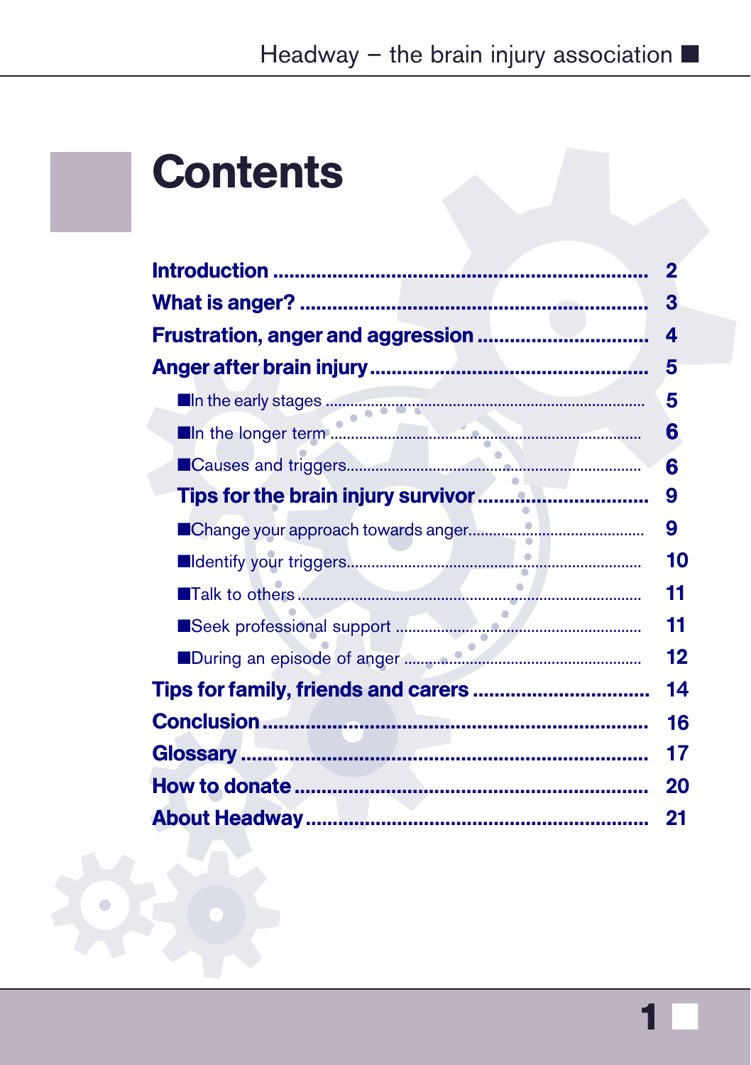# Contents

| | |
|---|---|
| **Introduction** | **2** |
| **What is anger?** | **3** |
| **Frustration, anger and aggression** | **4** |
| **Anger after brain injury** | **5** |
| In the early stages | **5** |
| In the longer term | **6** |
| Causes and triggers | **6** |
| **Tips for the brain injury survivor** | **9** |
| Change your approach towards anger | **9** |
| Identify your triggers | **10** |
| Talk to others | **11** |
| Seek professional support | **11** |
| During an episode of anger | **12** |
| **Tips for family, friends and carers** | **14** |
| **Conclusion** | **16** |
| **Glossary** | **17** |
| **How to donate** | **20** |
| **About Headway** | **21** |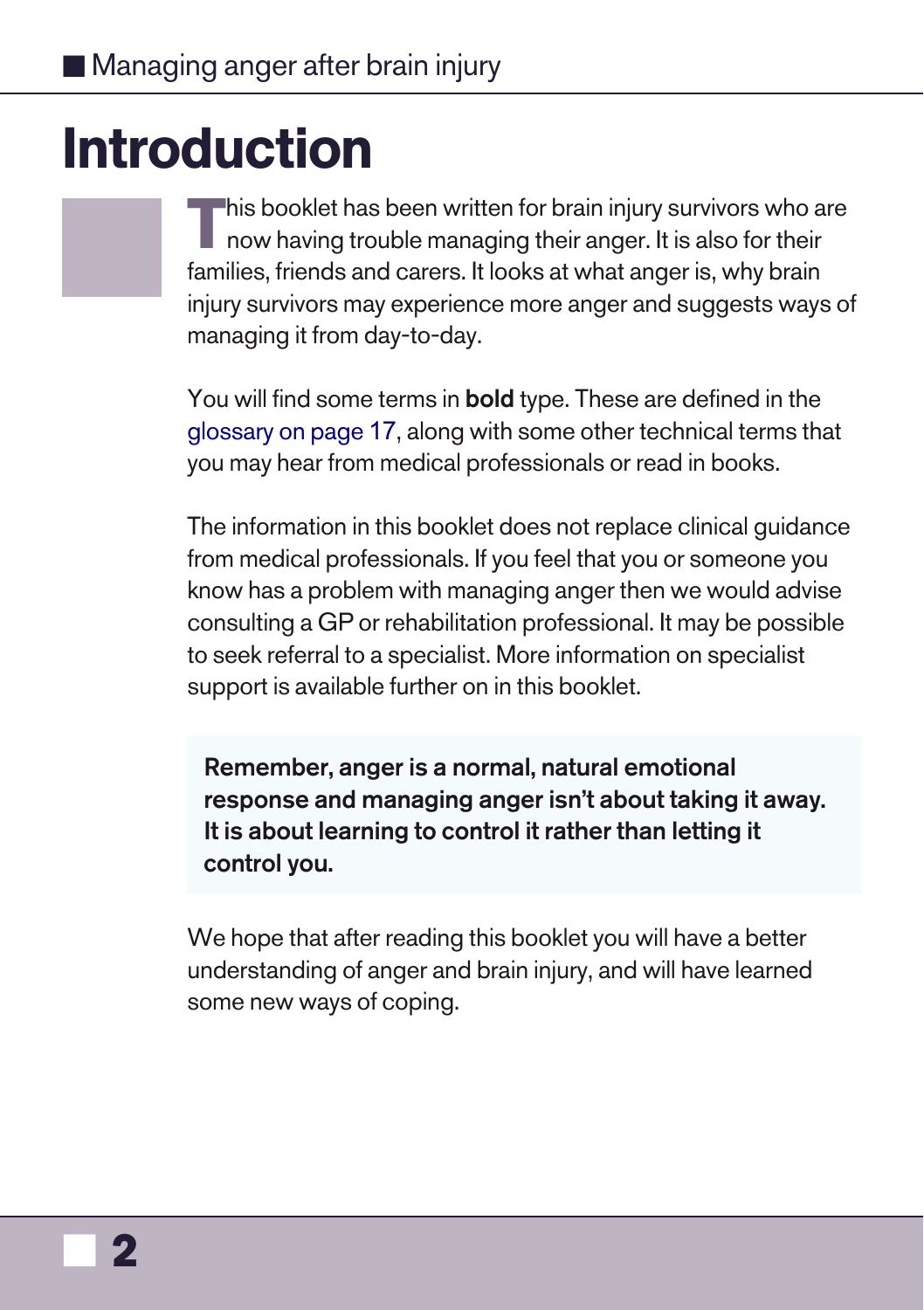# Introduction

This booklet has been written for brain injury survivors who are now having trouble managing their anger. It is also for their families, friends and carers. It looks at what anger is, why brain injury survivors may experience more anger and suggests ways of managing it from day-to-day.

You will find some terms in **bold** type. These are defined in the glossary on page 17, along with some other technical terms that you may hear from medical professionals or read in books.

The information in this booklet does not replace clinical guidance from medical professionals. If you feel that you or someone you know has a problem with managing anger then we would advise consulting a GP or rehabilitation professional. It may be possible to seek referral to a specialist. More information on specialist support is available further on in this booklet.

**Remember, anger is a normal, natural emotional response and managing anger isn't about taking it away. It is about learning to control it rather than letting it control you.**

We hope that after reading this booklet you will have a better understanding of anger and brain injury, and will have learned some new ways of coping.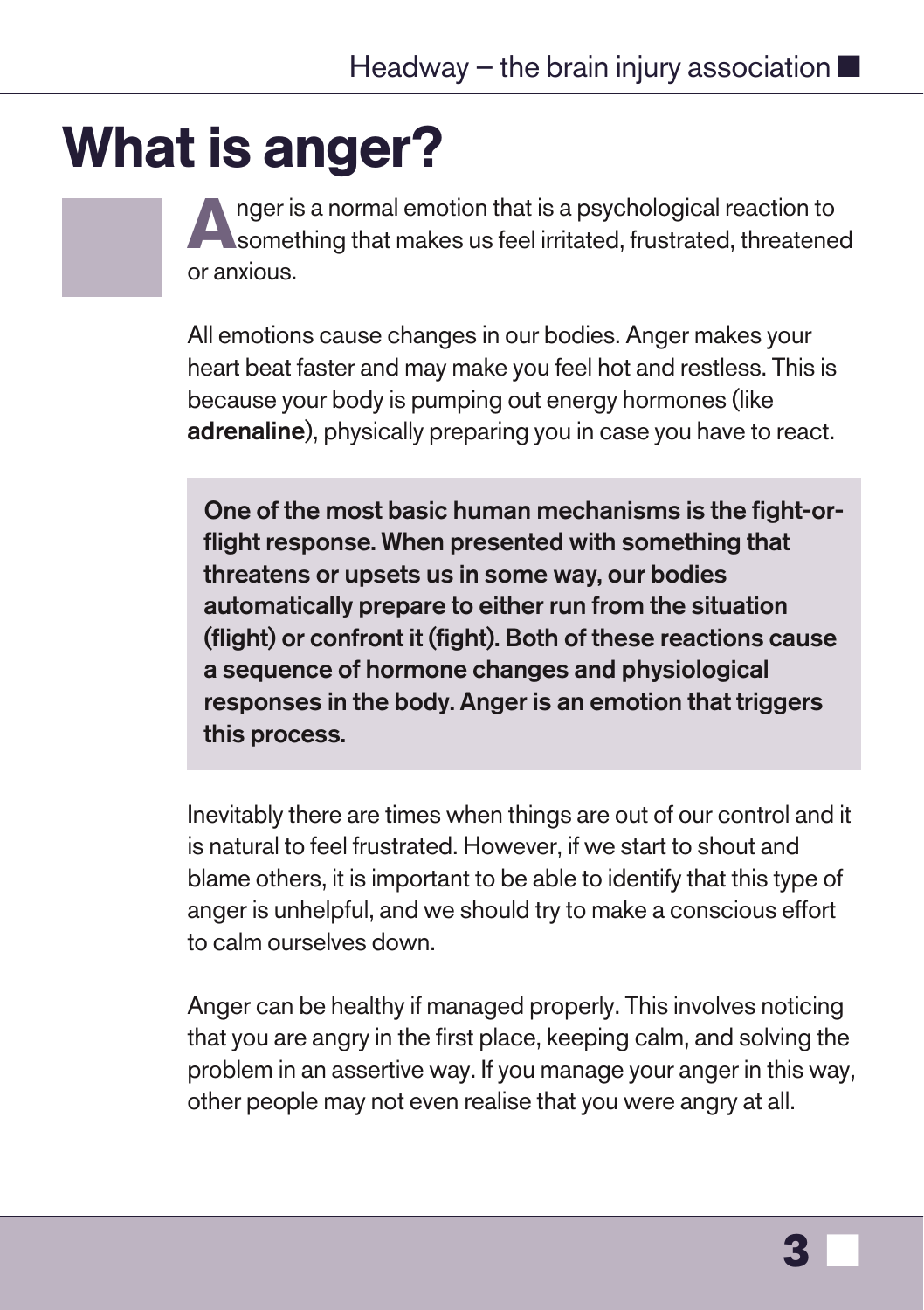# What is anger?

Anger is a normal emotion that is a psychological reaction to something that makes us feel irritated, frustrated, threatened or anxious.

All emotions cause changes in our bodies. Anger makes your heart beat faster and may make you feel hot and restless. This is because your body is pumping out energy hormones (like **adrenaline**), physically preparing you in case you have to react.

**One of the most basic human mechanisms is the fight-or-flight response. When presented with something that threatens or upsets us in some way, our bodies automatically prepare to either run from the situation (flight) or confront it (fight). Both of these reactions cause a sequence of hormone changes and physiological responses in the body. Anger is an emotion that triggers this process.**

Inevitably there are times when things are out of our control and it is natural to feel frustrated. However, if we start to shout and blame others, it is important to be able to identify that this type of anger is unhelpful, and we should try to make a conscious effort to calm ourselves down.

Anger can be healthy if managed properly. This involves noticing that you are angry in the first place, keeping calm, and solving the problem in an assertive way. If you manage your anger in this way, other people may not even realise that you were angry at all.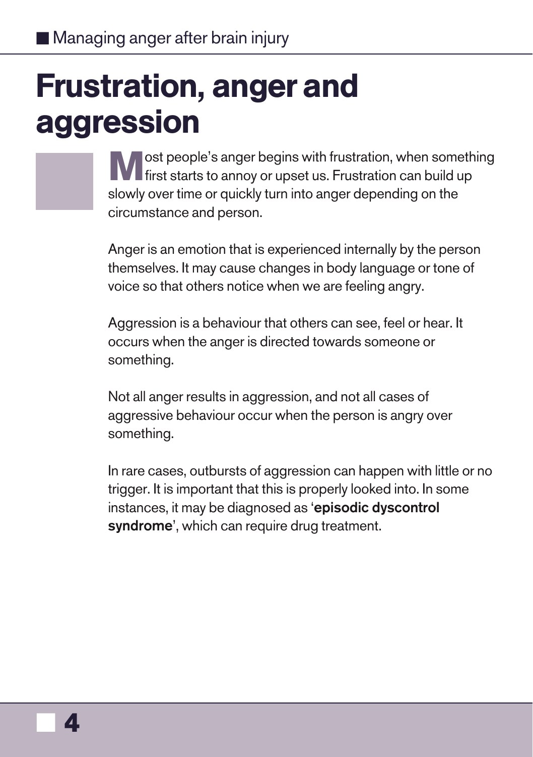# Frustration, anger and aggression

Most people's anger begins with frustration, when something first starts to annoy or upset us. Frustration can build up slowly over time or quickly turn into anger depending on the circumstance and person.

Anger is an emotion that is experienced internally by the person themselves. It may cause changes in body language or tone of voice so that others notice when we are feeling angry.

Aggression is a behaviour that others can see, feel or hear. It occurs when the anger is directed towards someone or something.

Not all anger results in aggression, and not all cases of aggressive behaviour occur when the person is angry over something.

In rare cases, outbursts of aggression can happen with little or no trigger. It is important that this is properly looked into. In some instances, it may be diagnosed as '**episodic dyscontrol syndrome**', which can require drug treatment.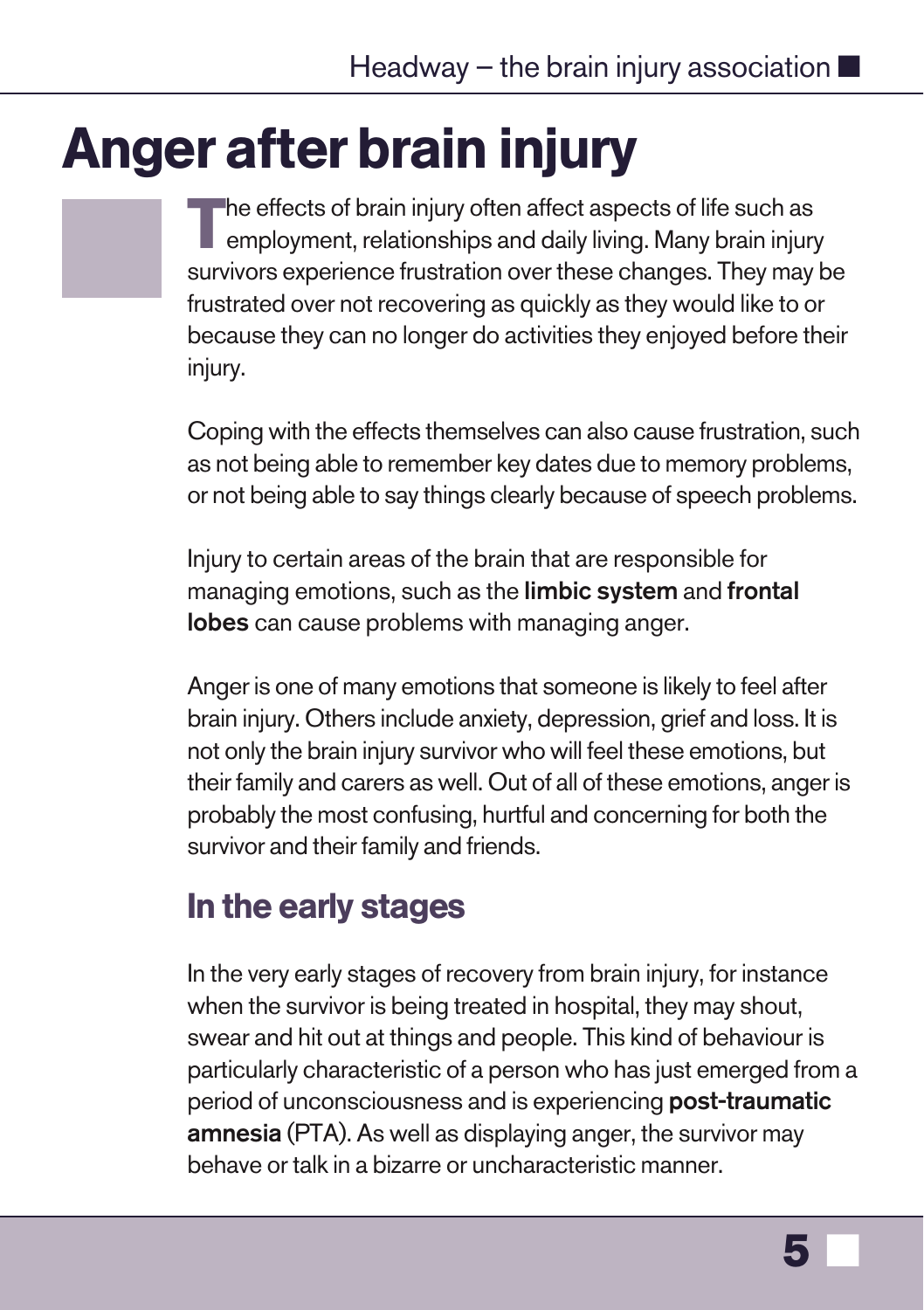# Anger after brain injury

The effects of brain injury often affect aspects of life such as employment, relationships and daily living. Many brain injury survivors experience frustration over these changes. They may be frustrated over not recovering as quickly as they would like to or because they can no longer do activities they enjoyed before their injury.

Coping with the effects themselves can also cause frustration, such as not being able to remember key dates due to memory problems, or not being able to say things clearly because of speech problems.

Injury to certain areas of the brain that are responsible for managing emotions, such as the **limbic system** and **frontal lobes** can cause problems with managing anger.

Anger is one of many emotions that someone is likely to feel after brain injury. Others include anxiety, depression, grief and loss. It is not only the brain injury survivor who will feel these emotions, but their family and carers as well. Out of all of these emotions, anger is probably the most confusing, hurtful and concerning for both the survivor and their family and friends.

## In the early stages

In the very early stages of recovery from brain injury, for instance when the survivor is being treated in hospital, they may shout, swear and hit out at things and people. This kind of behaviour is particularly characteristic of a person who has just emerged from a period of unconsciousness and is experiencing **post-traumatic amnesia** (PTA). As well as displaying anger, the survivor may behave or talk in a bizarre or uncharacteristic manner.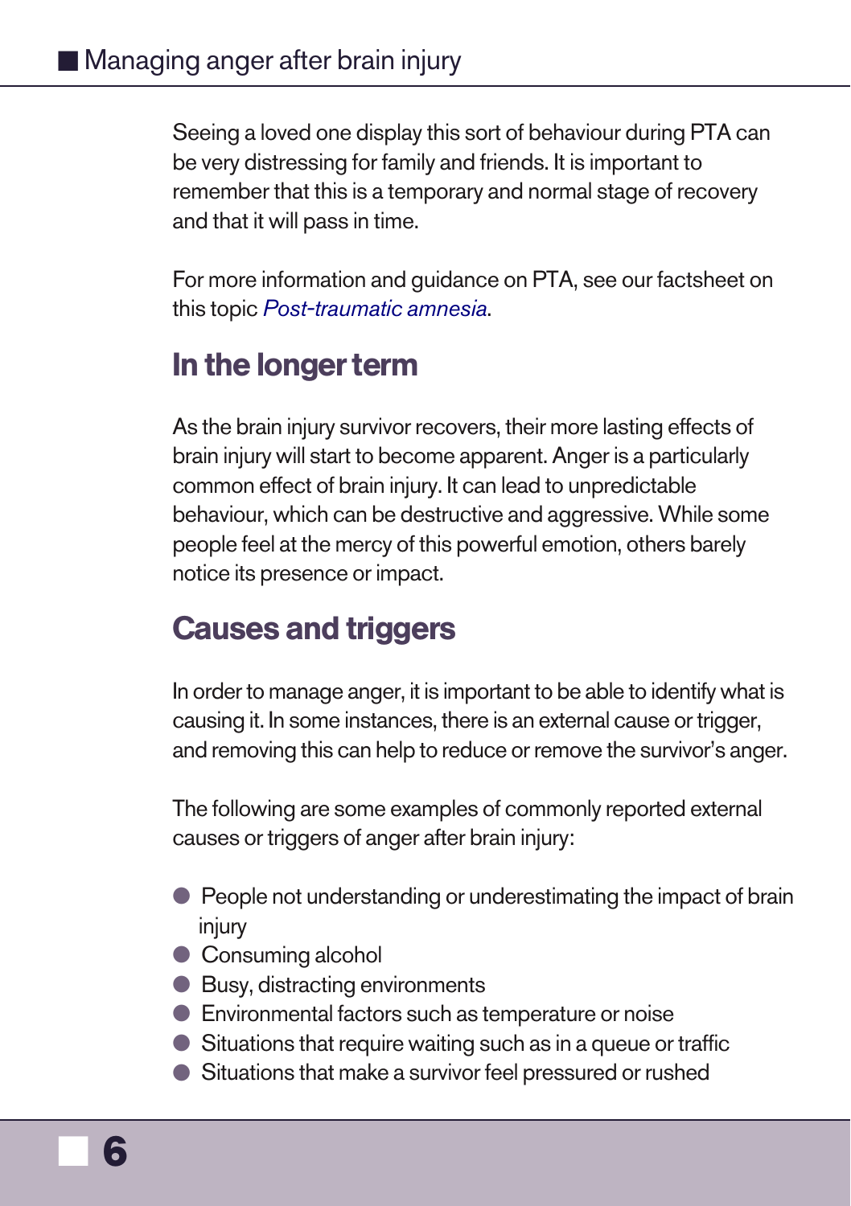Seeing a loved one display this sort of behaviour during PTA can be very distressing for family and friends. It is important to remember that this is a temporary and normal stage of recovery and that it will pass in time.

For more information and guidance on PTA, see our factsheet on this topic *Post-traumatic amnesia*.

## In the longer term

As the brain injury survivor recovers, their more lasting effects of brain injury will start to become apparent. Anger is a particularly common effect of brain injury. It can lead to unpredictable behaviour, which can be destructive and aggressive. While some people feel at the mercy of this powerful emotion, others barely notice its presence or impact.

## Causes and triggers

In order to manage anger, it is important to be able to identify what is causing it. In some instances, there is an external cause or trigger, and removing this can help to reduce or remove the survivor's anger.

The following are some examples of commonly reported external causes or triggers of anger after brain injury:

- People not understanding or underestimating the impact of brain injury
- Consuming alcohol
- Busy, distracting environments
- Environmental factors such as temperature or noise
- Situations that require waiting such as in a queue or traffic
- Situations that make a survivor feel pressured or rushed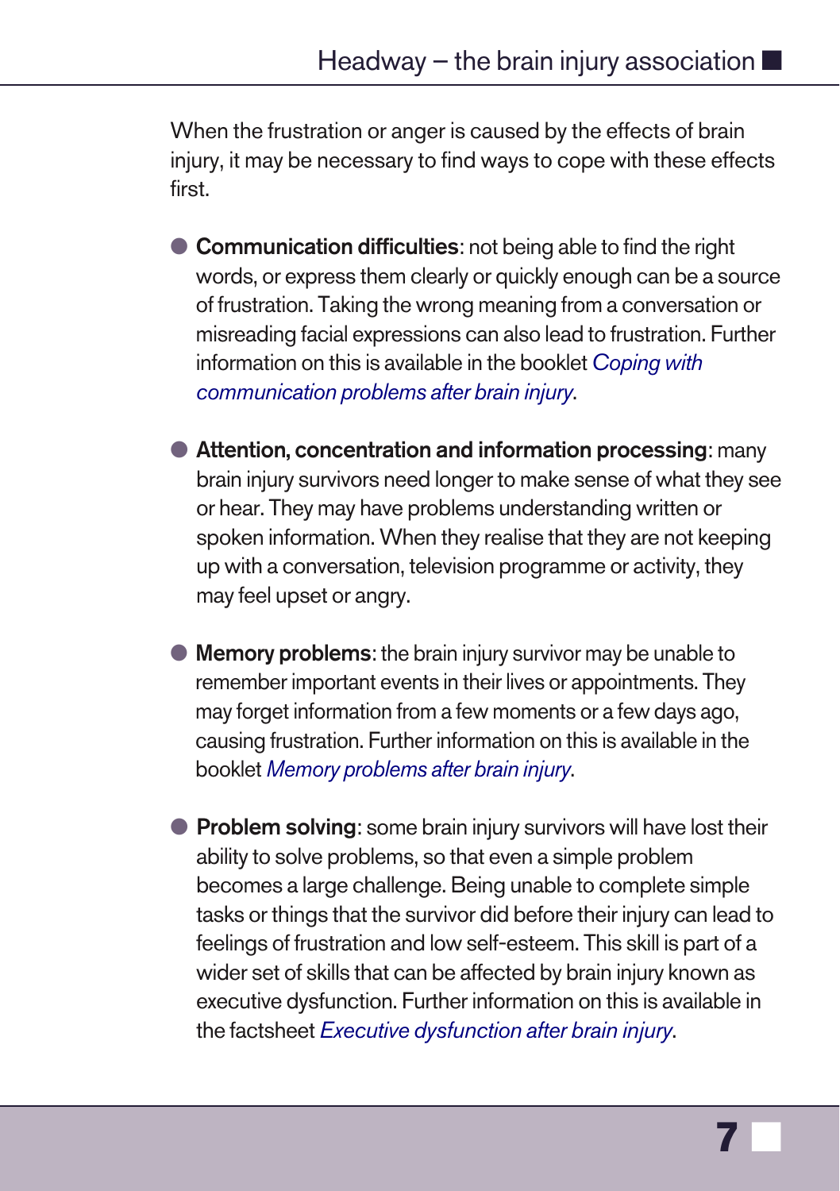When the frustration or anger is caused by the effects of brain injury, it may be necessary to find ways to cope with these effects first.

- **Communication difficulties**: not being able to find the right words, or express them clearly or quickly enough can be a source of frustration. Taking the wrong meaning from a conversation or misreading facial expressions can also lead to frustration. Further information on this is available in the booklet *Coping with communication problems after brain injury*.

- **Attention, concentration and information processing**: many brain injury survivors need longer to make sense of what they see or hear. They may have problems understanding written or spoken information. When they realise that they are not keeping up with a conversation, television programme or activity, they may feel upset or angry.

- **Memory problems**: the brain injury survivor may be unable to remember important events in their lives or appointments. They may forget information from a few moments or a few days ago, causing frustration. Further information on this is available in the booklet *Memory problems after brain injury*.

- **Problem solving**: some brain injury survivors will have lost their ability to solve problems, so that even a simple problem becomes a large challenge. Being unable to complete simple tasks or things that the survivor did before their injury can lead to feelings of frustration and low self-esteem. This skill is part of a wider set of skills that can be affected by brain injury known as executive dysfunction. Further information on this is available in the factsheet *Executive dysfunction after brain injury*.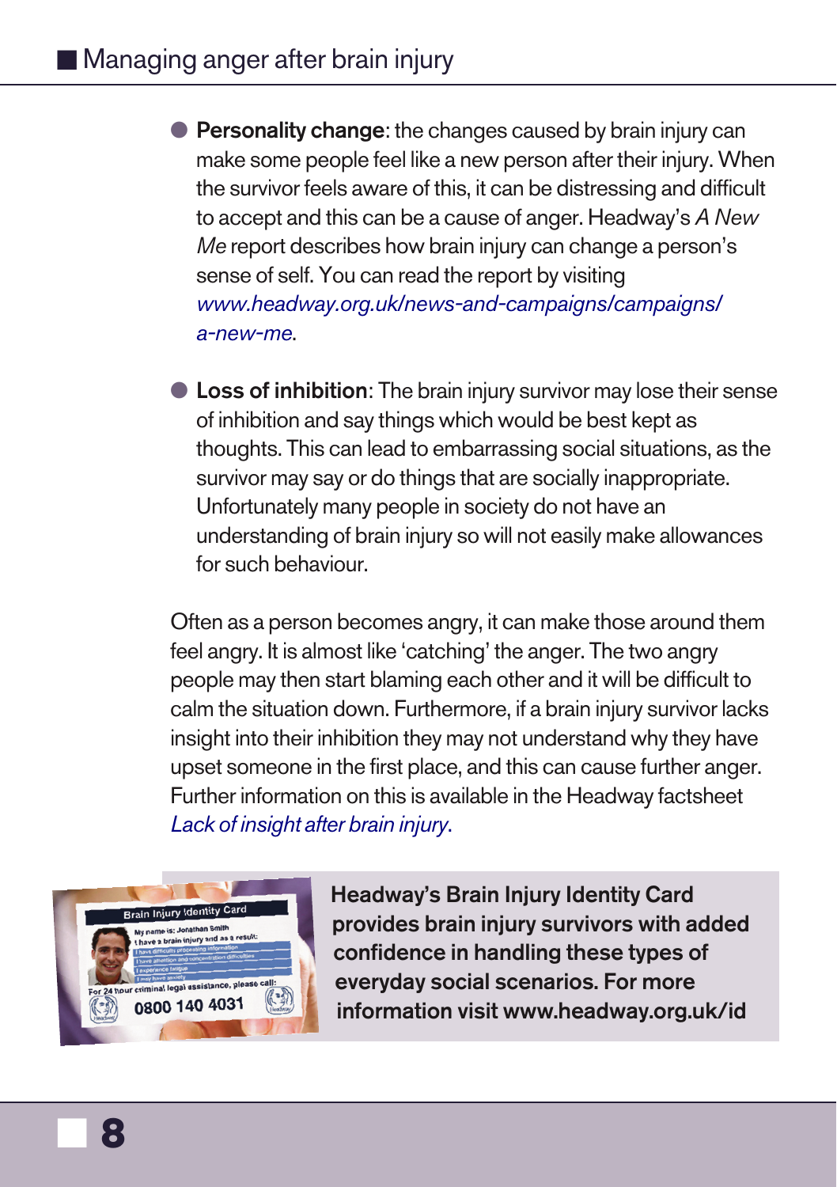- **Personality change**: the changes caused by brain injury can make some people feel like a new person after their injury. When the survivor feels aware of this, it can be distressing and difficult to accept and this can be a cause of anger. Headway's *A New Me* report describes how brain injury can change a person's sense of self. You can read the report by visiting *www.headway.org.uk/news-and-campaigns/campaigns/a-new-me*.

- **Loss of inhibition**: The brain injury survivor may lose their sense of inhibition and say things which would be best kept as thoughts. This can lead to embarrassing social situations, as the survivor may say or do things that are socially inappropriate. Unfortunately many people in society do not have an understanding of brain injury so will not easily make allowances for such behaviour.

Often as a person becomes angry, it can make those around them feel angry. It is almost like 'catching' the anger. The two angry people may then start blaming each other and it will be difficult to calm the situation down. Furthermore, if a brain injury survivor lacks insight into their inhibition they may not understand why they have upset someone in the first place, and this can cause further anger. Further information on this is available in the Headway factsheet *Lack of insight after brain injury*.

**Headway's Brain Injury Identity Card provides brain injury survivors with added confidence in handling these types of everyday social scenarios. For more information visit www.headway.org.uk/id**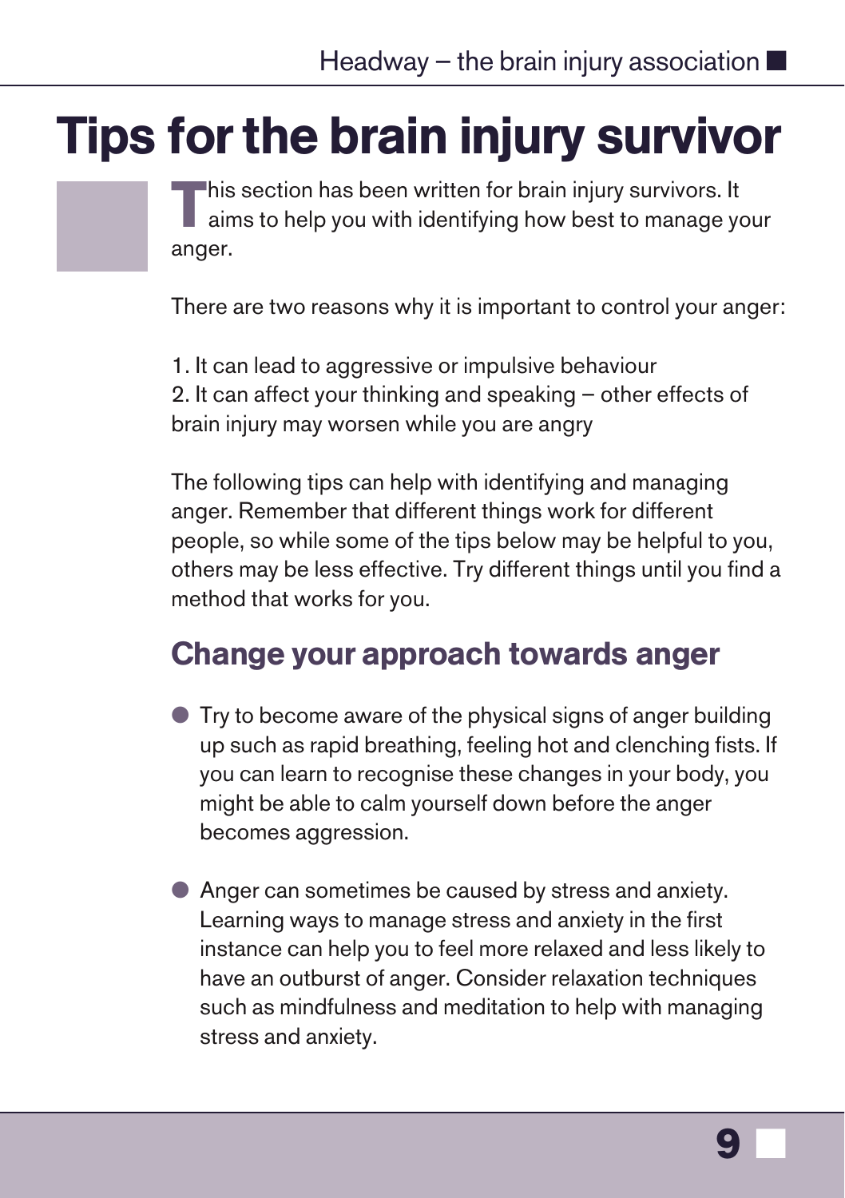# Tips for the brain injury survivor

This section has been written for brain injury survivors. It aims to help you with identifying how best to manage your anger.

There are two reasons why it is important to control your anger:

1. It can lead to aggressive or impulsive behaviour
2. It can affect your thinking and speaking – other effects of brain injury may worsen while you are angry

The following tips can help with identifying and managing anger. Remember that different things work for different people, so while some of the tips below may be helpful to you, others may be less effective. Try different things until you find a method that works for you.

## Change your approach towards anger

- Try to become aware of the physical signs of anger building up such as rapid breathing, feeling hot and clenching fists. If you can learn to recognise these changes in your body, you might be able to calm yourself down before the anger becomes aggression.

- Anger can sometimes be caused by stress and anxiety. Learning ways to manage stress and anxiety in the first instance can help you to feel more relaxed and less likely to have an outburst of anger. Consider relaxation techniques such as mindfulness and meditation to help with managing stress and anxiety.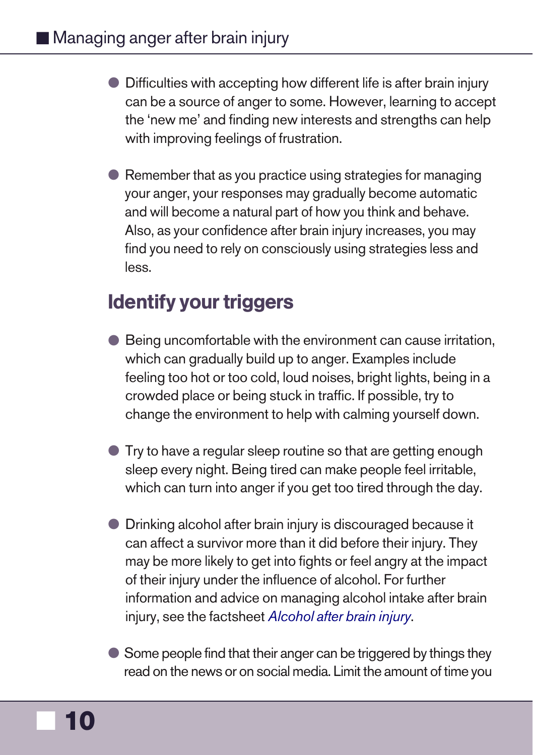- Difficulties with accepting how different life is after brain injury can be a source of anger to some. However, learning to accept the 'new me' and finding new interests and strengths can help with improving feelings of frustration.

- Remember that as you practice using strategies for managing your anger, your responses may gradually become automatic and will become a natural part of how you think and behave. Also, as your confidence after brain injury increases, you may find you need to rely on consciously using strategies less and less.

## Identify your triggers

- Being uncomfortable with the environment can cause irritation, which can gradually build up to anger. Examples include feeling too hot or too cold, loud noises, bright lights, being in a crowded place or being stuck in traffic. If possible, try to change the environment to help with calming yourself down.

- Try to have a regular sleep routine so that are getting enough sleep every night. Being tired can make people feel irritable, which can turn into anger if you get too tired through the day.

- Drinking alcohol after brain injury is discouraged because it can affect a survivor more than it did before their injury. They may be more likely to get into fights or feel angry at the impact of their injury under the influence of alcohol. For further information and advice on managing alcohol intake after brain injury, see the factsheet *Alcohol after brain injury*.

- Some people find that their anger can be triggered by things they read on the news or on social media. Limit the amount of time you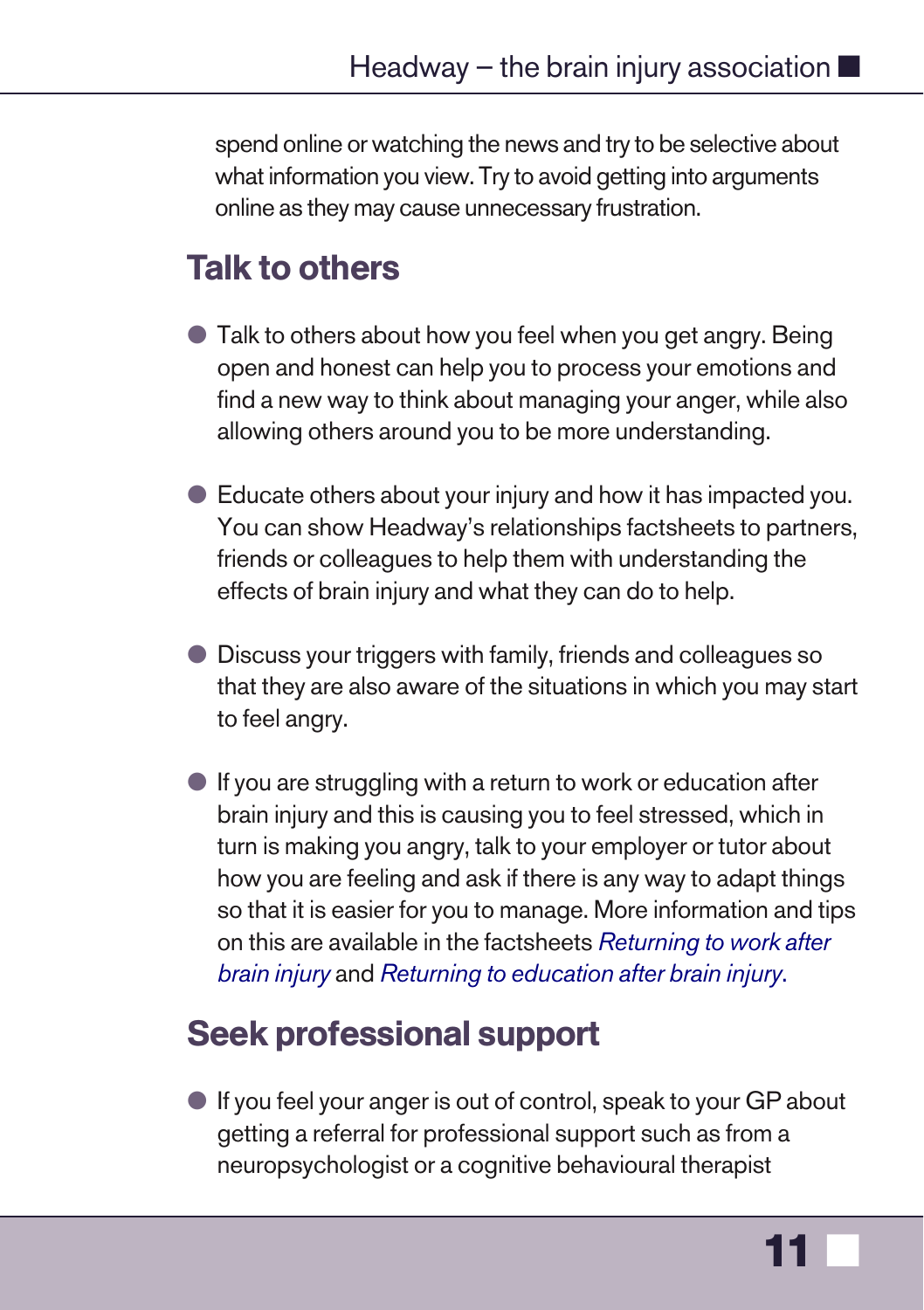spend online or watching the news and try to be selective about what information you view. Try to avoid getting into arguments online as they may cause unnecessary frustration.

## Talk to others

- Talk to others about how you feel when you get angry. Being open and honest can help you to process your emotions and find a new way to think about managing your anger, while also allowing others around you to be more understanding.
- Educate others about your injury and how it has impacted you. You can show Headway's relationships factsheets to partners, friends or colleagues to help them with understanding the effects of brain injury and what they can do to help.
- Discuss your triggers with family, friends and colleagues so that they are also aware of the situations in which you may start to feel angry.
- If you are struggling with a return to work or education after brain injury and this is causing you to feel stressed, which in turn is making you angry, talk to your employer or tutor about how you are feeling and ask if there is any way to adapt things so that it is easier for you to manage. More information and tips on this are available in the factsheets *Returning to work after brain injury* and *Returning to education after brain injury*.

## Seek professional support

- If you feel your anger is out of control, speak to your GP about getting a referral for professional support such as from a neuropsychologist or a cognitive behavioural therapist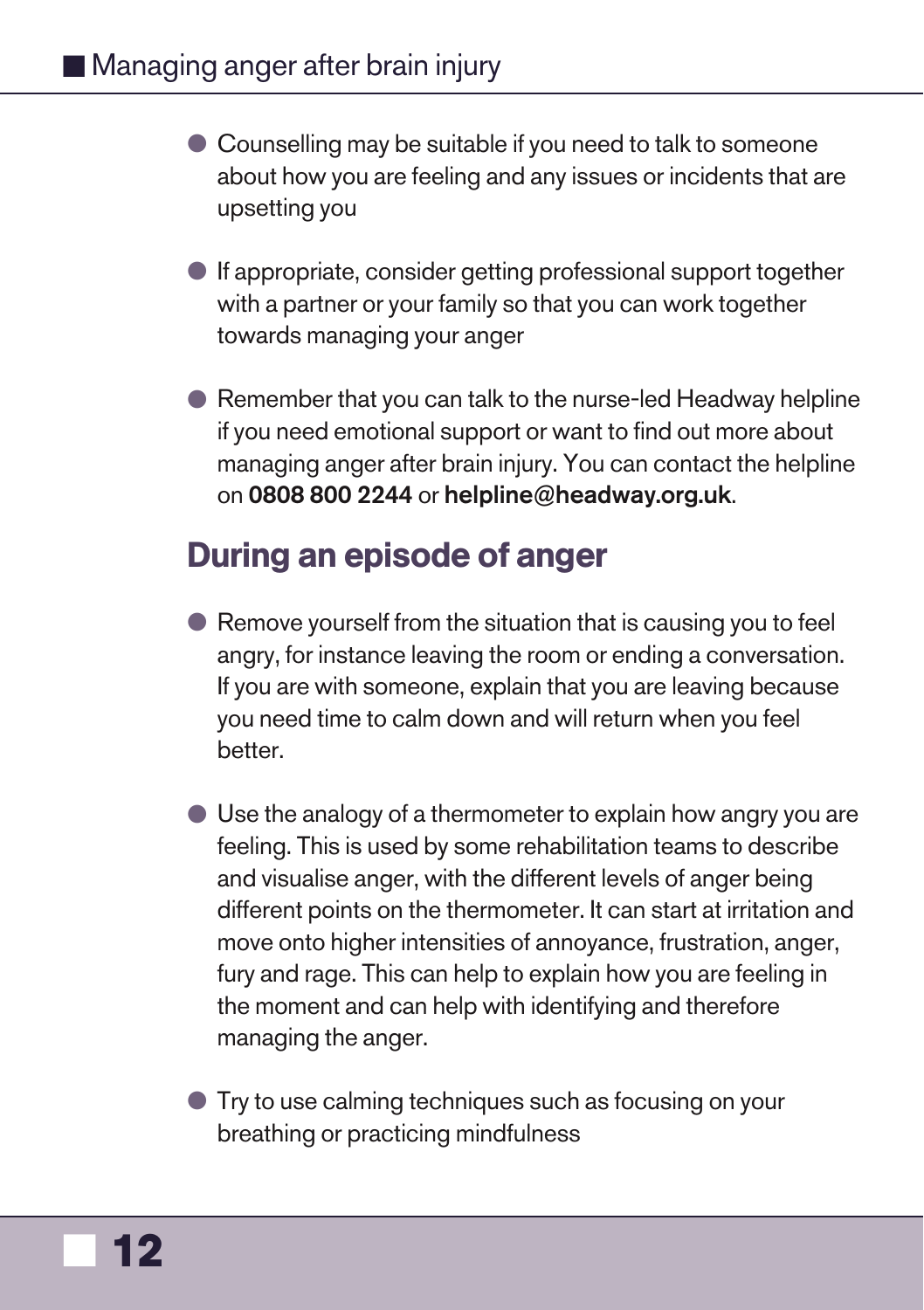- Counselling may be suitable if you need to talk to someone about how you are feeling and any issues or incidents that are upsetting you

- If appropriate, consider getting professional support together with a partner or your family so that you can work together towards managing your anger

- Remember that you can talk to the nurse-led Headway helpline if you need emotional support or want to find out more about managing anger after brain injury. You can contact the helpline on **0808 800 2244** or **helpline@headway.org.uk**.

## During an episode of anger

- Remove yourself from the situation that is causing you to feel angry, for instance leaving the room or ending a conversation. If you are with someone, explain that you are leaving because you need time to calm down and will return when you feel better.

- Use the analogy of a thermometer to explain how angry you are feeling. This is used by some rehabilitation teams to describe and visualise anger, with the different levels of anger being different points on the thermometer. It can start at irritation and move onto higher intensities of annoyance, frustration, anger, fury and rage. This can help to explain how you are feeling in the moment and can help with identifying and therefore managing the anger.

- Try to use calming techniques such as focusing on your breathing or practicing mindfulness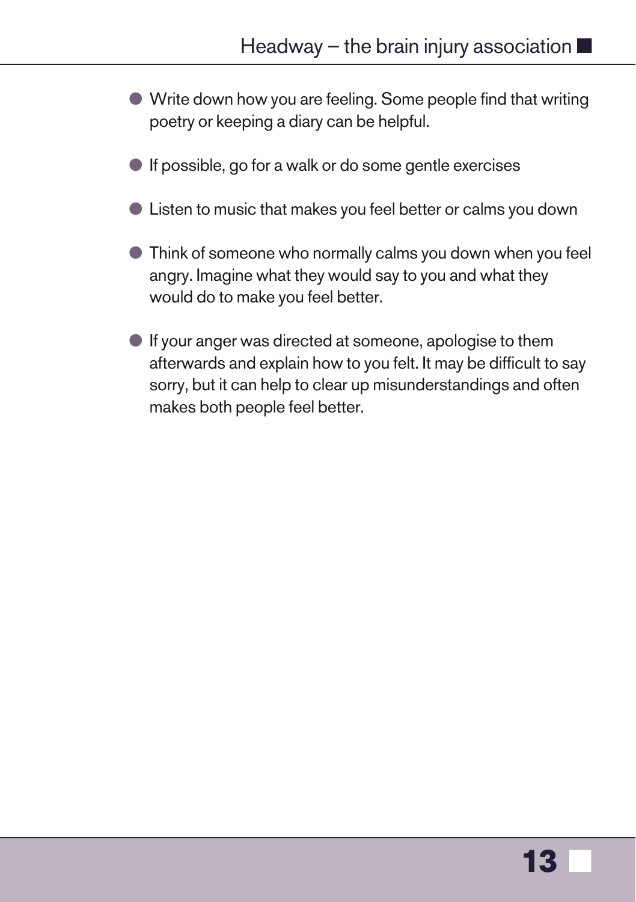- Write down how you are feeling. Some people find that writing poetry or keeping a diary can be helpful.

- If possible, go for a walk or do some gentle exercises

- Listen to music that makes you feel better or calms you down

- Think of someone who normally calms you down when you feel angry. Imagine what they would say to you and what they would do to make you feel better.

- If your anger was directed at someone, apologise to them afterwards and explain how to you felt. It may be difficult to say sorry, but it can help to clear up misunderstandings and often makes both people feel better.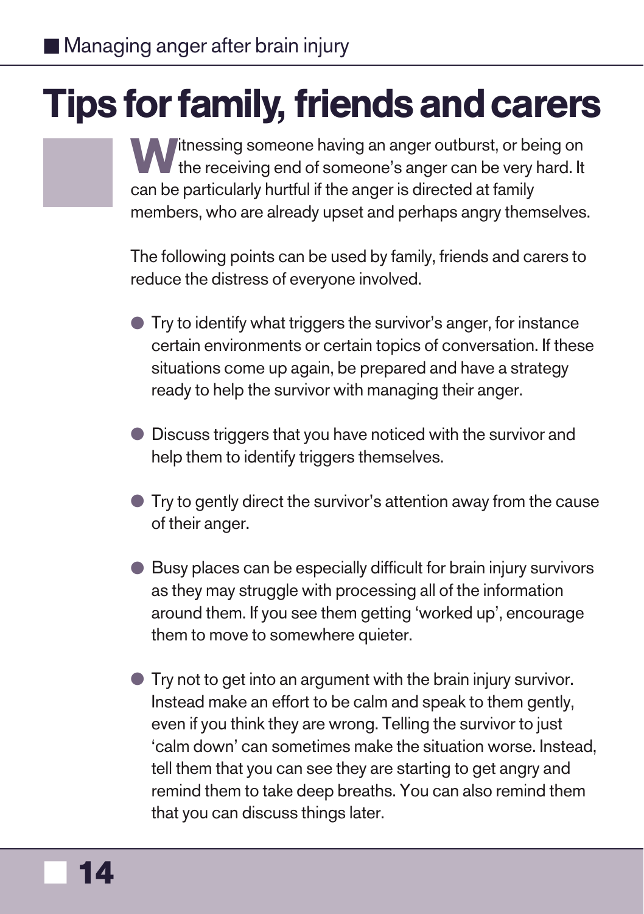# Tips for family, friends and carers

Witnessing someone having an anger outburst, or being on the receiving end of someone's anger can be very hard. It can be particularly hurtful if the anger is directed at family members, who are already upset and perhaps angry themselves.

The following points can be used by family, friends and carers to reduce the distress of everyone involved.

- Try to identify what triggers the survivor's anger, for instance certain environments or certain topics of conversation. If these situations come up again, be prepared and have a strategy ready to help the survivor with managing their anger.
- Discuss triggers that you have noticed with the survivor and help them to identify triggers themselves.
- Try to gently direct the survivor's attention away from the cause of their anger.
- Busy places can be especially difficult for brain injury survivors as they may struggle with processing all of the information around them. If you see them getting 'worked up', encourage them to move to somewhere quieter.
- Try not to get into an argument with the brain injury survivor. Instead make an effort to be calm and speak to them gently, even if you think they are wrong. Telling the survivor to just 'calm down' can sometimes make the situation worse. Instead, tell them that you can see they are starting to get angry and remind them to take deep breaths. You can also remind them that you can discuss things later.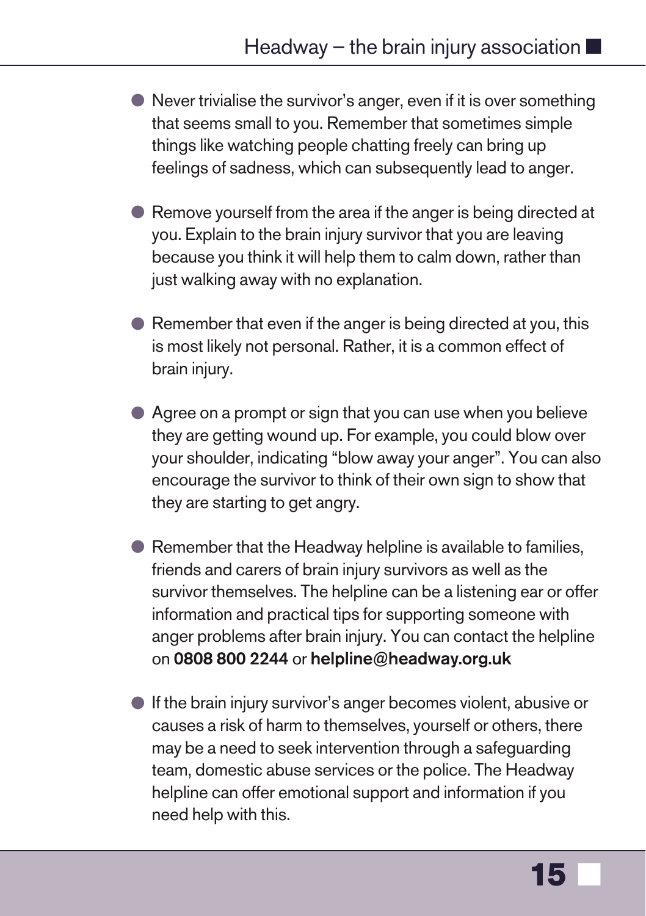- Never trivialise the survivor's anger, even if it is over something that seems small to you. Remember that sometimes simple things like watching people chatting freely can bring up feelings of sadness, which can subsequently lead to anger.

- Remove yourself from the area if the anger is being directed at you. Explain to the brain injury survivor that you are leaving because you think it will help them to calm down, rather than just walking away with no explanation.

- Remember that even if the anger is being directed at you, this is most likely not personal. Rather, it is a common effect of brain injury.

- Agree on a prompt or sign that you can use when you believe they are getting wound up. For example, you could blow over your shoulder, indicating "blow away your anger". You can also encourage the survivor to think of their own sign to show that they are starting to get angry.

- Remember that the Headway helpline is available to families, friends and carers of brain injury survivors as well as the survivor themselves. The helpline can be a listening ear or offer information and practical tips for supporting someone with anger problems after brain injury. You can contact the helpline on **0808 800 2244** or **helpline@headway.org.uk**

- If the brain injury survivor's anger becomes violent, abusive or causes a risk of harm to themselves, yourself or others, there may be a need to seek intervention through a safeguarding team, domestic abuse services or the police. The Headway helpline can offer emotional support and information if you need help with this.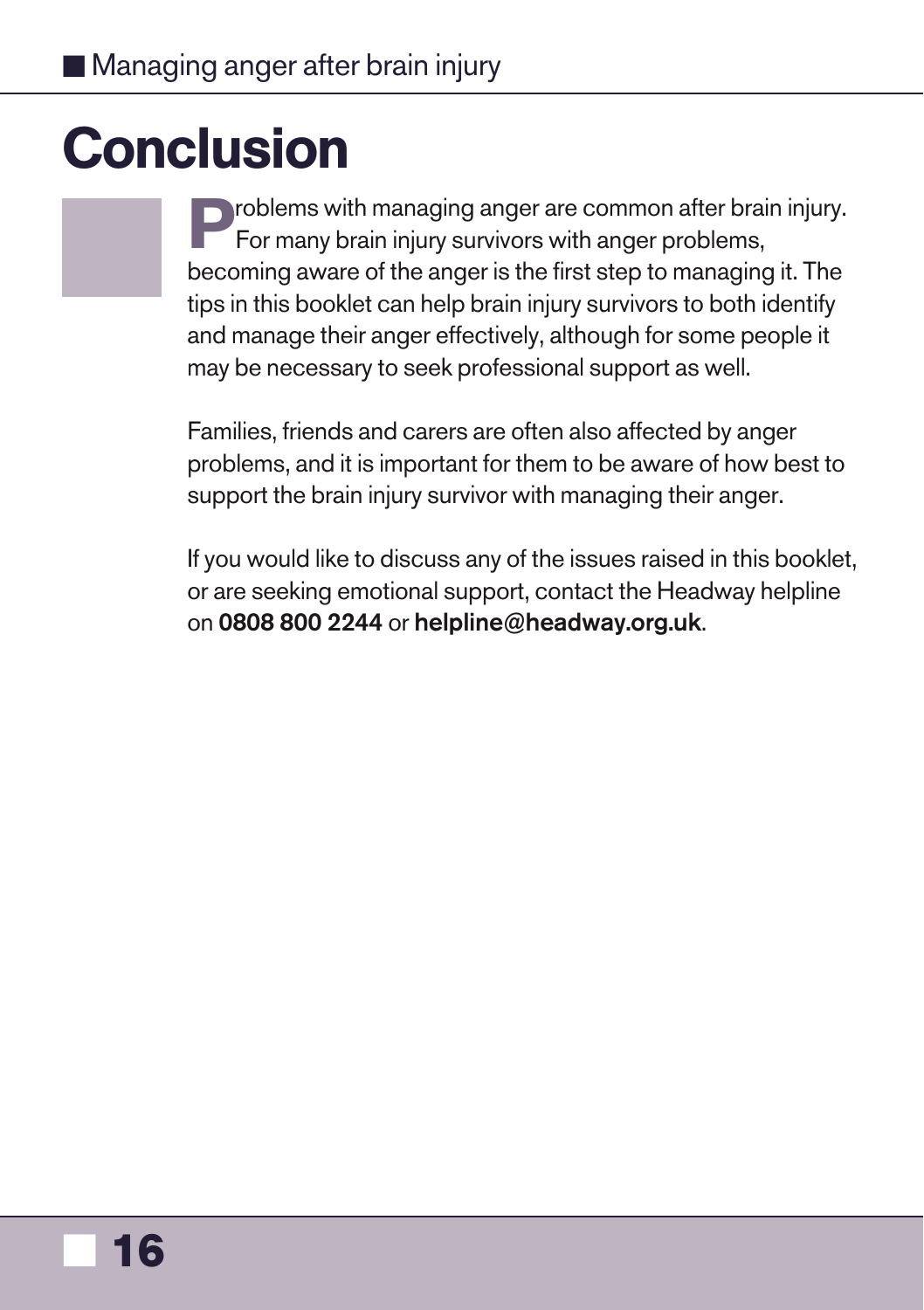# Conclusion

Problems with managing anger are common after brain injury. For many brain injury survivors with anger problems, becoming aware of the anger is the first step to managing it. The tips in this booklet can help brain injury survivors to both identify and manage their anger effectively, although for some people it may be necessary to seek professional support as well.

Families, friends and carers are often also affected by anger problems, and it is important for them to be aware of how best to support the brain injury survivor with managing their anger.

If you would like to discuss any of the issues raised in this booklet, or are seeking emotional support, contact the Headway helpline on **0808 800 2244** or **helpline@headway.org.uk**.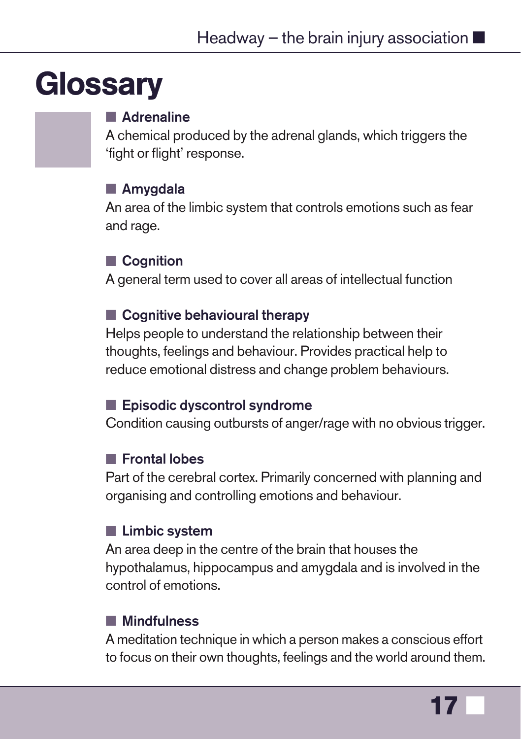# Glossary

**Adrenaline**
A chemical produced by the adrenal glands, which triggers the 'fight or flight' response.

**Amygdala**
An area of the limbic system that controls emotions such as fear and rage.

**Cognition**
A general term used to cover all areas of intellectual function

**Cognitive behavioural therapy**
Helps people to understand the relationship between their thoughts, feelings and behaviour. Provides practical help to reduce emotional distress and change problem behaviours.

**Episodic dyscontrol syndrome**
Condition causing outbursts of anger/rage with no obvious trigger.

**Frontal lobes**
Part of the cerebral cortex. Primarily concerned with planning and organising and controlling emotions and behaviour.

**Limbic system**
An area deep in the centre of the brain that houses the hypothalamus, hippocampus and amygdala and is involved in the control of emotions.

**Mindfulness**
A meditation technique in which a person makes a conscious effort to focus on their own thoughts, feelings and the world around them.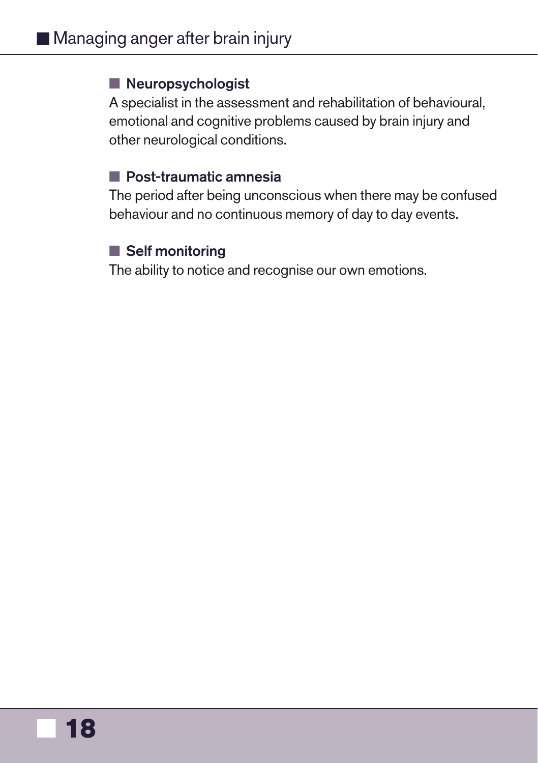### Neuropsychologist

A specialist in the assessment and rehabilitation of behavioural, emotional and cognitive problems caused by brain injury and other neurological conditions.

### Post-traumatic amnesia

The period after being unconscious when there may be confused behaviour and no continuous memory of day to day events.

### Self monitoring

The ability to notice and recognise our own emotions.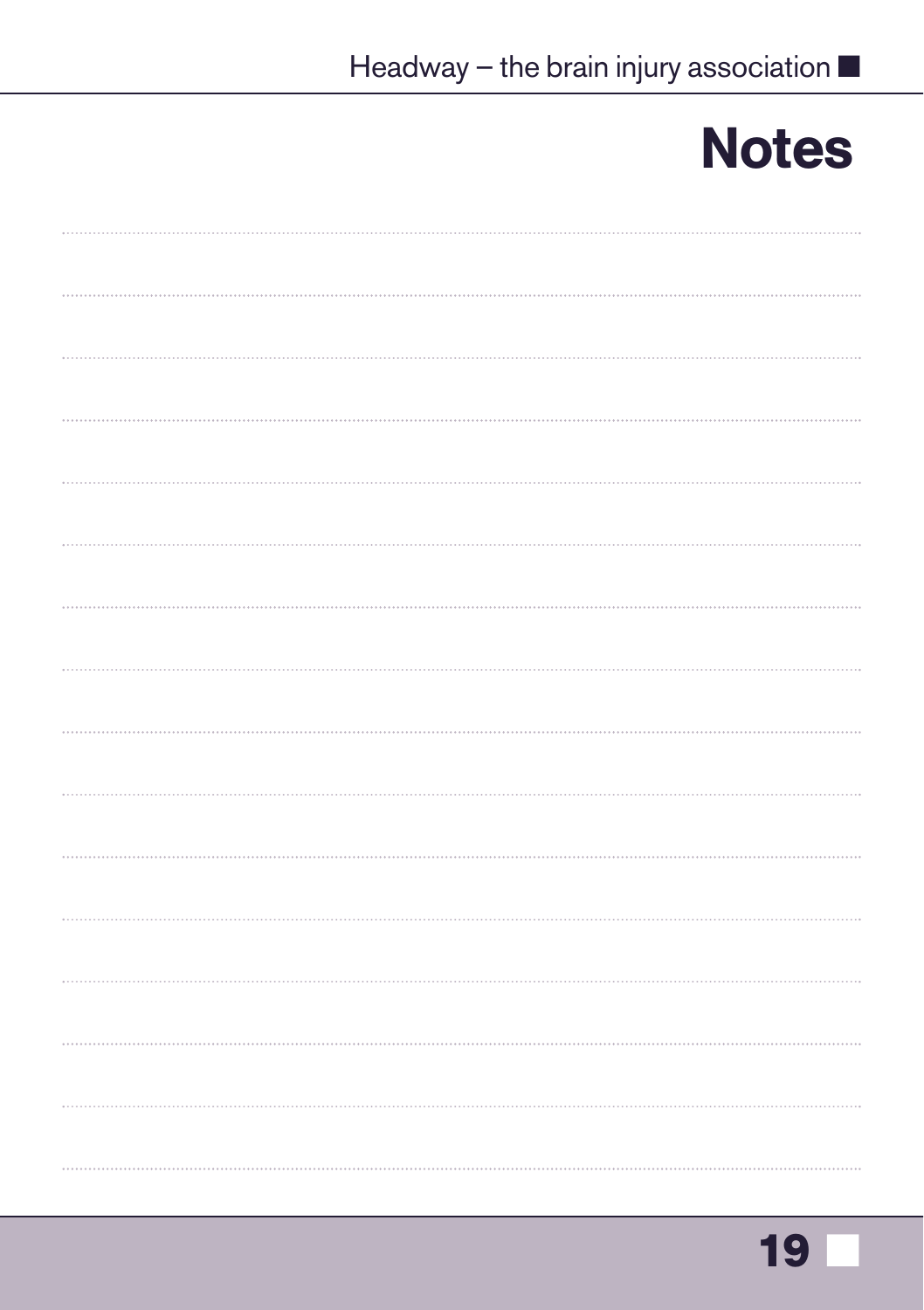# Notes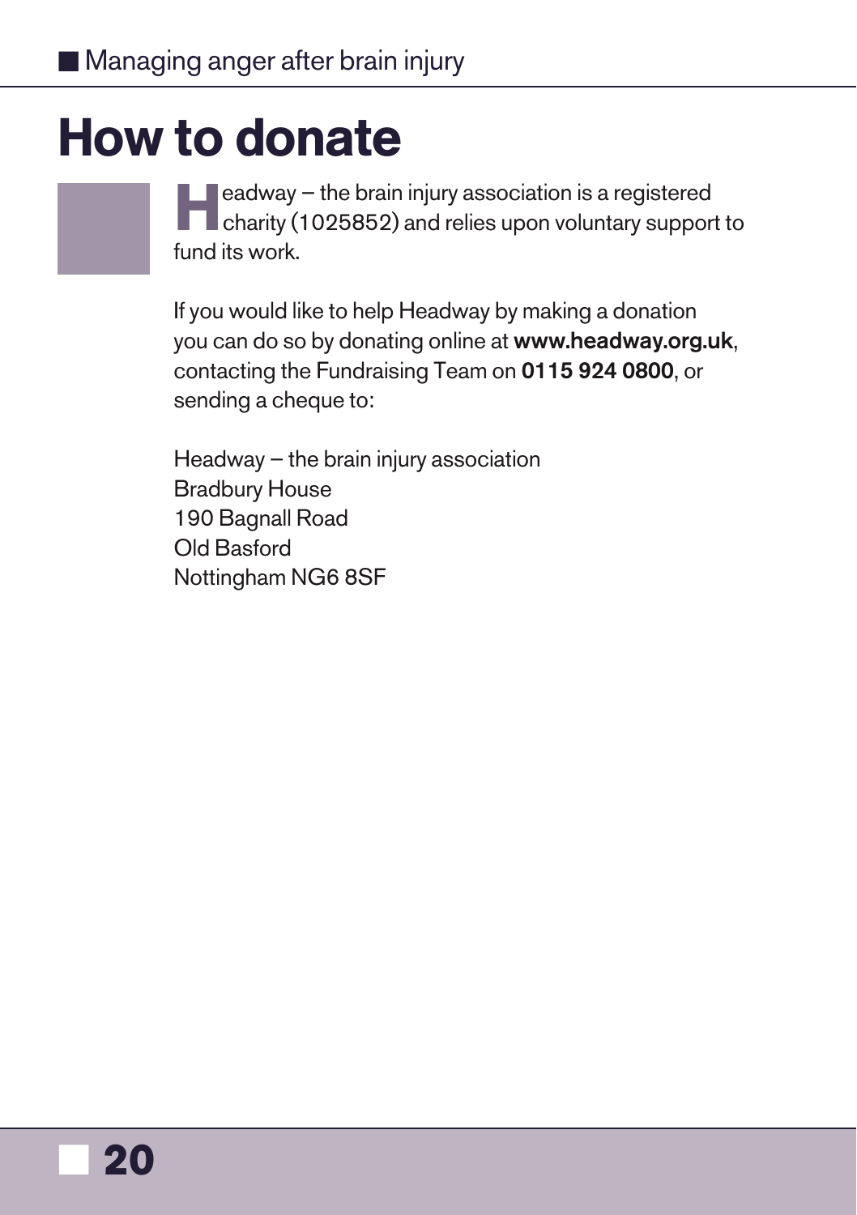# How to donate

Headway – the brain injury association is a registered charity (1025852) and relies upon voluntary support to fund its work.

If you would like to help Headway by making a donation you can do so by donating online at **www.headway.org.uk**, contacting the Fundraising Team on **0115 924 0800**, or sending a cheque to:

Headway – the brain injury association
Bradbury House
190 Bagnall Road
Old Basford
Nottingham NG6 8SF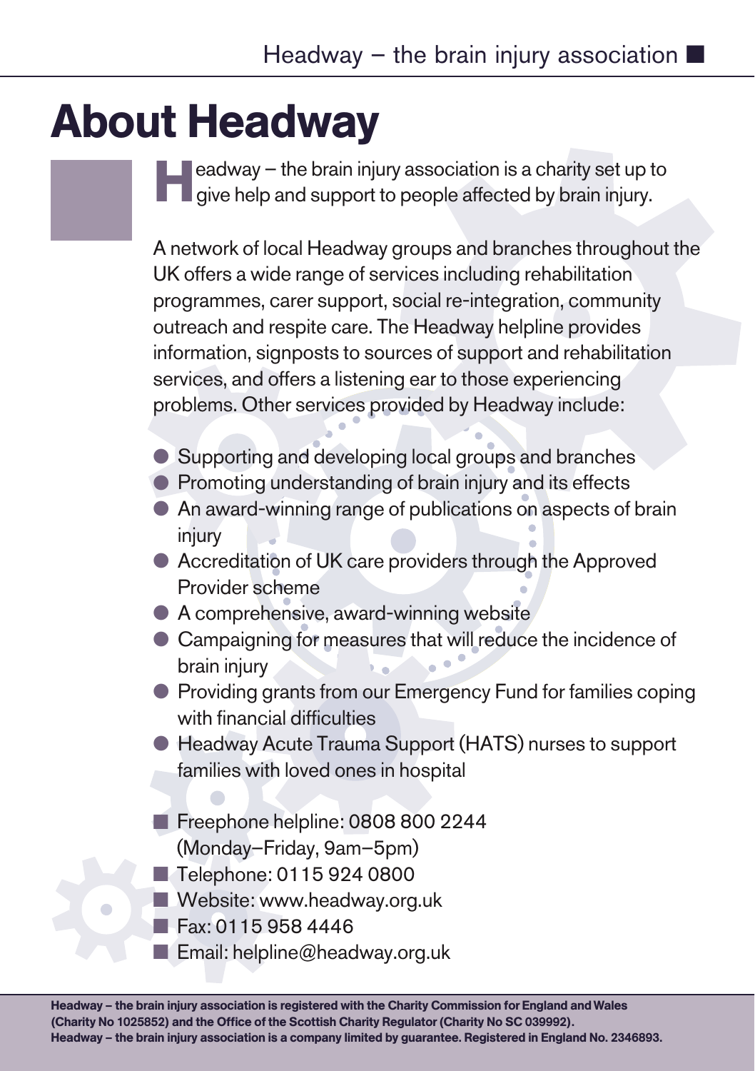# About Headway

Headway – the brain injury association is a charity set up to give help and support to people affected by brain injury.

A network of local Headway groups and branches throughout the UK offers a wide range of services including rehabilitation programmes, carer support, social re-integration, community outreach and respite care. The Headway helpline provides information, signposts to sources of support and rehabilitation services, and offers a listening ear to those experiencing problems. Other services provided by Headway include:

- Supporting and developing local groups and branches
- Promoting understanding of brain injury and its effects
- An award-winning range of publications on aspects of brain injury
- Accreditation of UK care providers through the Approved Provider scheme
- A comprehensive, award-winning website
- Campaigning for measures that will reduce the incidence of brain injury
- Providing grants from our Emergency Fund for families coping with financial difficulties
- Headway Acute Trauma Support (HATS) nurses to support families with loved ones in hospital

- Freephone helpline: 0808 800 2244 (Monday–Friday, 9am–5pm)
- Telephone: 0115 924 0800
- Website: www.headway.org.uk
- Fax: 0115 958 4446
- Email: helpline@headway.org.uk

**Headway – the brain injury association is registered with the Charity Commission for England and Wales (Charity No 1025852) and the Office of the Scottish Charity Regulator (Charity No SC 039992). Headway – the brain injury association is a company limited by guarantee. Registered in England No. 2346893.**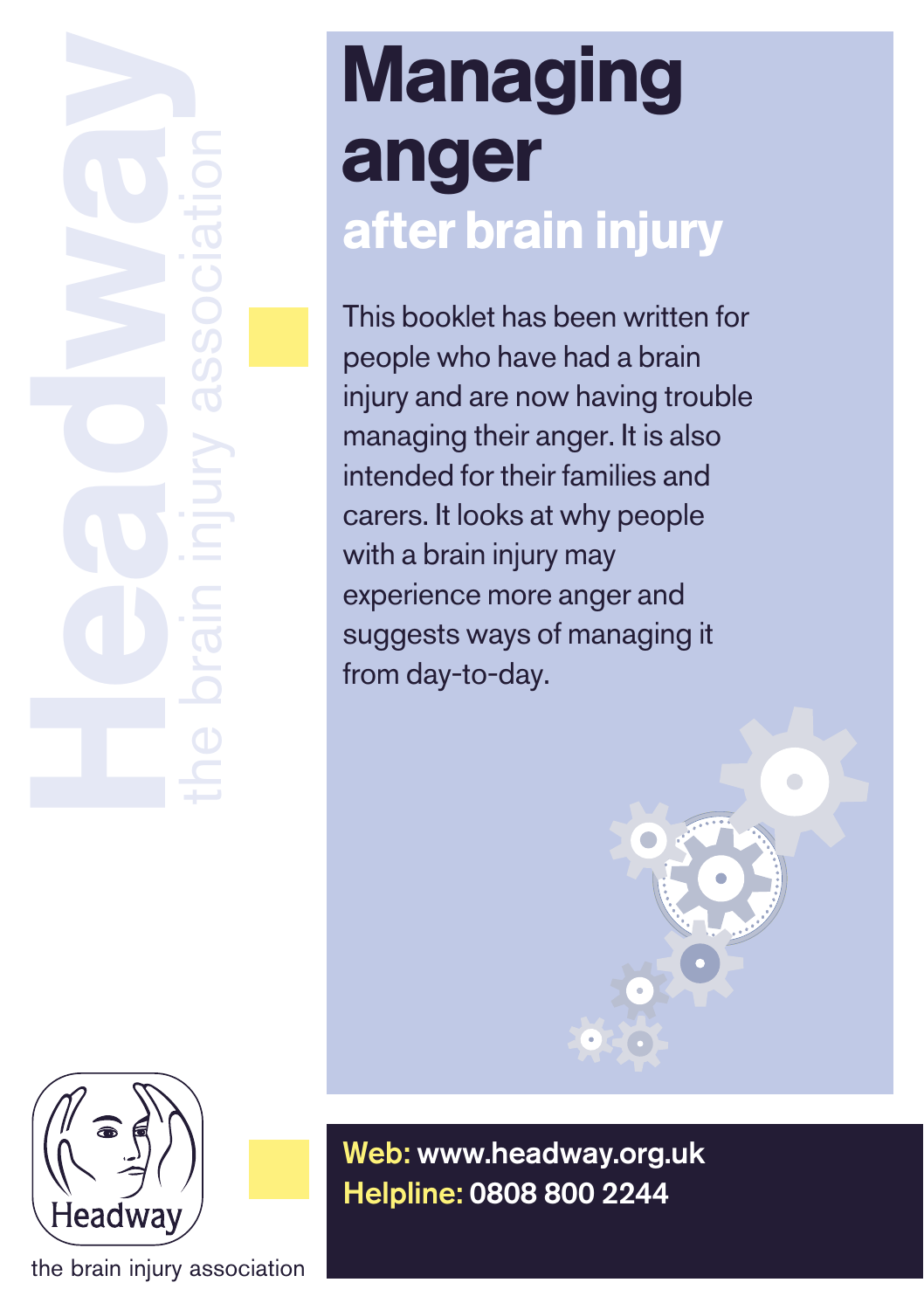# Managing anger

## after brain injury

This booklet has been written for people who have had a brain injury and are now having trouble managing their anger. It is also intended for their families and carers. It looks at why people with a brain injury may experience more anger and suggests ways of managing it from day-to-day.

Headway

the brain injury association

**Web:** www.headway.org.uk

**Helpline:** 0808 800 2244